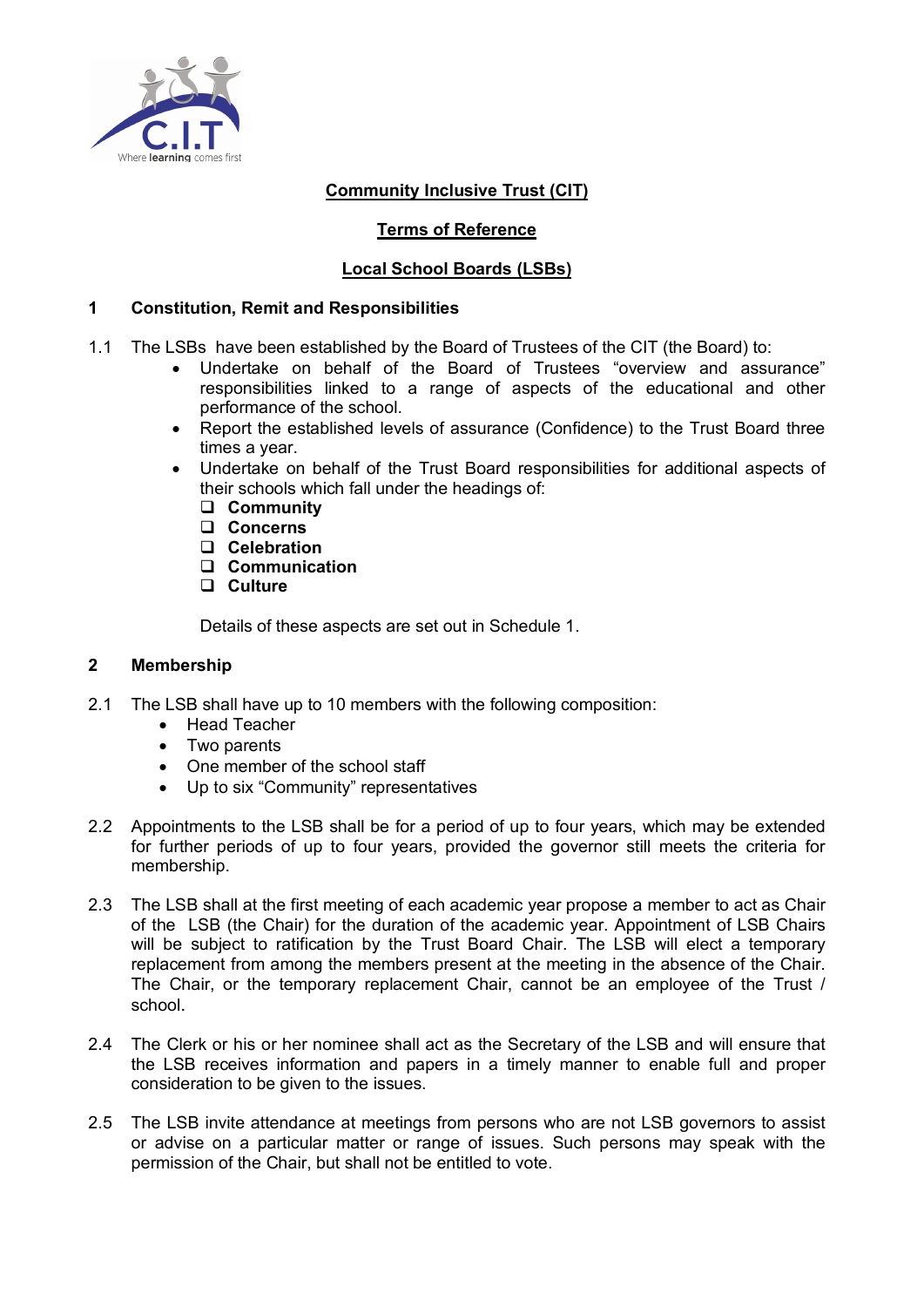**Community Inclusive Trust (CIT)**

**Terms of Reference**

**Local School Boards (LSBs)**

## 1 Constitution, Remit and Responsibilities

1.1 The LSBs have been established by the Board of Trustees of the CIT (the Board) to:

- Undertake on behalf of the Board of Trustees "overview and assurance" responsibilities linked to a range of aspects of the educational and other performance of the school.
- Report the established levels of assurance (Confidence) to the Trust Board three times a year.
- Undertake on behalf of the Trust Board responsibilities for additional aspects of their schools which fall under the headings of:
  - ❑ **Community**
  - ❑ **Concerns**
  - ❑ **Celebration**
  - ❑ **Communication**
  - ❑ **Culture**

  Details of these aspects are set out in Schedule 1.

## 2 Membership

2.1 The LSB shall have up to 10 members with the following composition:

- Head Teacher
- Two parents
- One member of the school staff
- Up to six "Community" representatives

2.2 Appointments to the LSB shall be for a period of up to four years, which may be extended for further periods of up to four years, provided the governor still meets the criteria for membership.

2.3 The LSB shall at the first meeting of each academic year propose a member to act as Chair of the LSB (the Chair) for the duration of the academic year. Appointment of LSB Chairs will be subject to ratification by the Trust Board Chair. The LSB will elect a temporary replacement from among the members present at the meeting in the absence of the Chair. The Chair, or the temporary replacement Chair, cannot be an employee of the Trust / school.

2.4 The Clerk or his or her nominee shall act as the Secretary of the LSB and will ensure that the LSB receives information and papers in a timely manner to enable full and proper consideration to be given to the issues.

2.5 The LSB invite attendance at meetings from persons who are not LSB governors to assist or advise on a particular matter or range of issues. Such persons may speak with the permission of the Chair, but shall not be entitled to vote.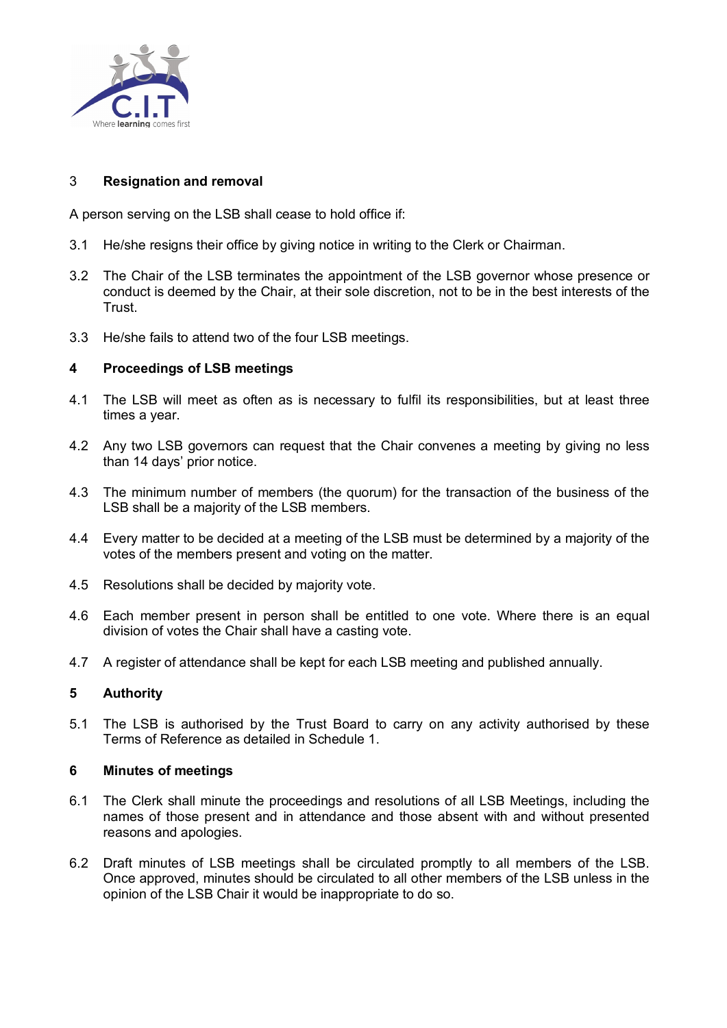## 3 Resignation and removal

A person serving on the LSB shall cease to hold office if:

3.1 He/she resigns their office by giving notice in writing to the Clerk or Chairman.

3.2 The Chair of the LSB terminates the appointment of the LSB governor whose presence or conduct is deemed by the Chair, at their sole discretion, not to be in the best interests of the Trust.

3.3 He/she fails to attend two of the four LSB meetings.

## 4 Proceedings of LSB meetings

4.1 The LSB will meet as often as is necessary to fulfil its responsibilities, but at least three times a year.

4.2 Any two LSB governors can request that the Chair convenes a meeting by giving no less than 14 days' prior notice.

4.3 The minimum number of members (the quorum) for the transaction of the business of the LSB shall be a majority of the LSB members.

4.4 Every matter to be decided at a meeting of the LSB must be determined by a majority of the votes of the members present and voting on the matter.

4.5 Resolutions shall be decided by majority vote.

4.6 Each member present in person shall be entitled to one vote. Where there is an equal division of votes the Chair shall have a casting vote.

4.7 A register of attendance shall be kept for each LSB meeting and published annually.

## 5 Authority

5.1 The LSB is authorised by the Trust Board to carry on any activity authorised by these Terms of Reference as detailed in Schedule 1.

## 6 Minutes of meetings

6.1 The Clerk shall minute the proceedings and resolutions of all LSB Meetings, including the names of those present and in attendance and those absent with and without presented reasons and apologies.

6.2 Draft minutes of LSB meetings shall be circulated promptly to all members of the LSB. Once approved, minutes should be circulated to all other members of the LSB unless in the opinion of the LSB Chair it would be inappropriate to do so.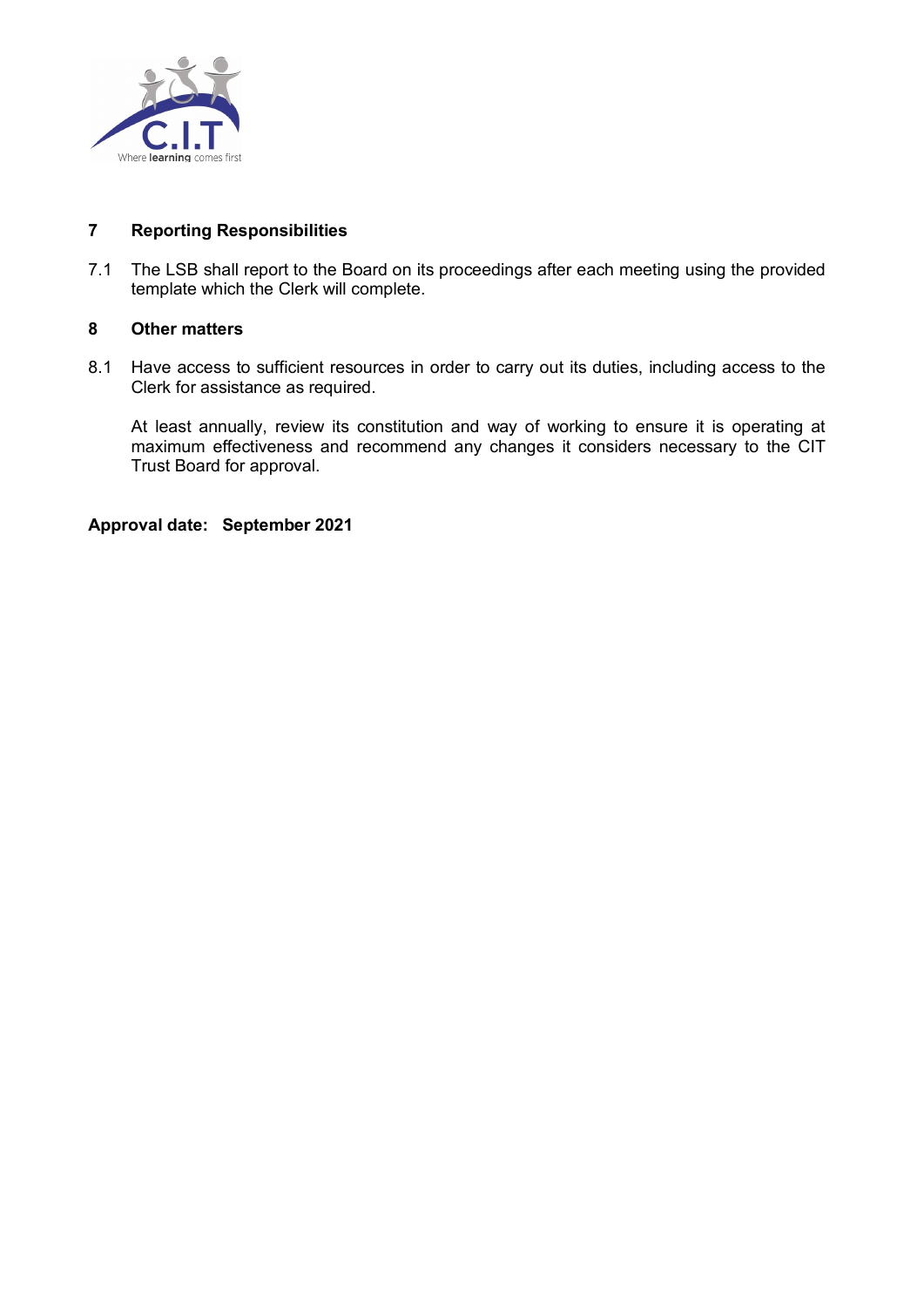## 7 Reporting Responsibilities

7.1 The LSB shall report to the Board on its proceedings after each meeting using the provided template which the Clerk will complete.

## 8 Other matters

8.1 Have access to sufficient resources in order to carry out its duties, including access to the Clerk for assistance as required.

At least annually, review its constitution and way of working to ensure it is operating at maximum effectiveness and recommend any changes it considers necessary to the CIT Trust Board for approval.

**Approval date: September 2021**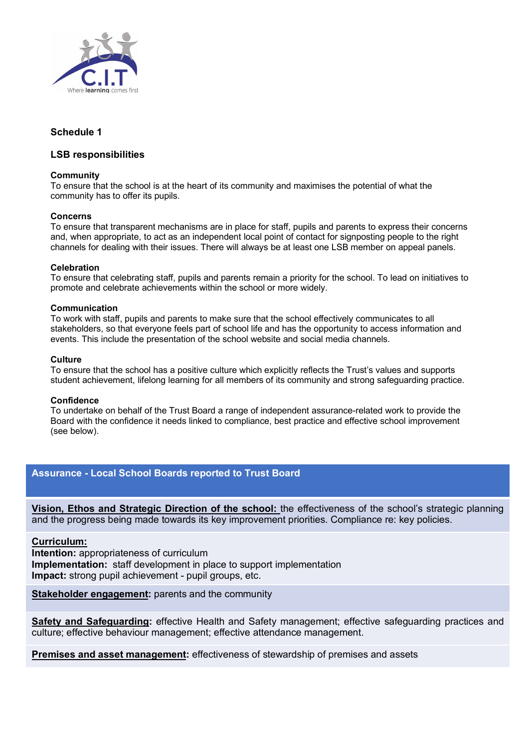## Schedule 1

### LSB responsibilities

**Community**
To ensure that the school is at the heart of its community and maximises the potential of what the community has to offer its pupils.

**Concerns**
To ensure that transparent mechanisms are in place for staff, pupils and parents to express their concerns and, when appropriate, to act as an independent local point of contact for signposting people to the right channels for dealing with their issues. There will always be at least one LSB member on appeal panels.

**Celebration**
To ensure that celebrating staff, pupils and parents remain a priority for the school. To lead on initiatives to promote and celebrate achievements within the school or more widely.

**Communication**
To work with staff, pupils and parents to make sure that the school effectively communicates to all stakeholders, so that everyone feels part of school life and has the opportunity to access information and events. This include the presentation of the school website and social media channels.

**Culture**
To ensure that the school has a positive culture which explicitly reflects the Trust's values and supports student achievement, lifelong learning for all members of its community and strong safeguarding practice.

**Confidence**
To undertake on behalf of the Trust Board a range of independent assurance-related work to provide the Board with the confidence it needs linked to compliance, best practice and effective school improvement (see below).

| Assurance - Local School Boards reported to Trust Board |
|---|
| **Vision, Ethos and Strategic Direction of the school:** the effectiveness of the school's strategic planning and the progress being made towards its key improvement priorities. Compliance re: key policies. |
| **Curriculum:**<br>**Intention:** appropriateness of curriculum<br>**Implementation:** staff development in place to support implementation<br>**Impact:** strong pupil achievement - pupil groups, etc. |
| **Stakeholder engagement:** parents and the community |
| **Safety and Safeguarding:** effective Health and Safety management; effective safeguarding practices and culture; effective behaviour management; effective attendance management. |
| **Premises and asset management:** effectiveness of stewardship of premises and assets |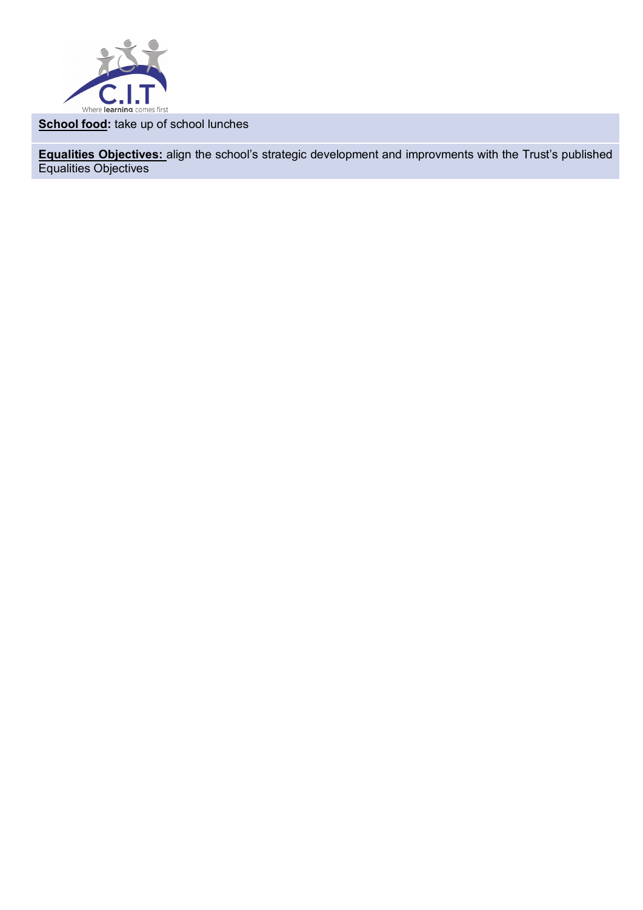**School food:** take up of school lunches

**Equalities Objectives:** align the school's strategic development and improvments with the Trust's published Equalities Objectives